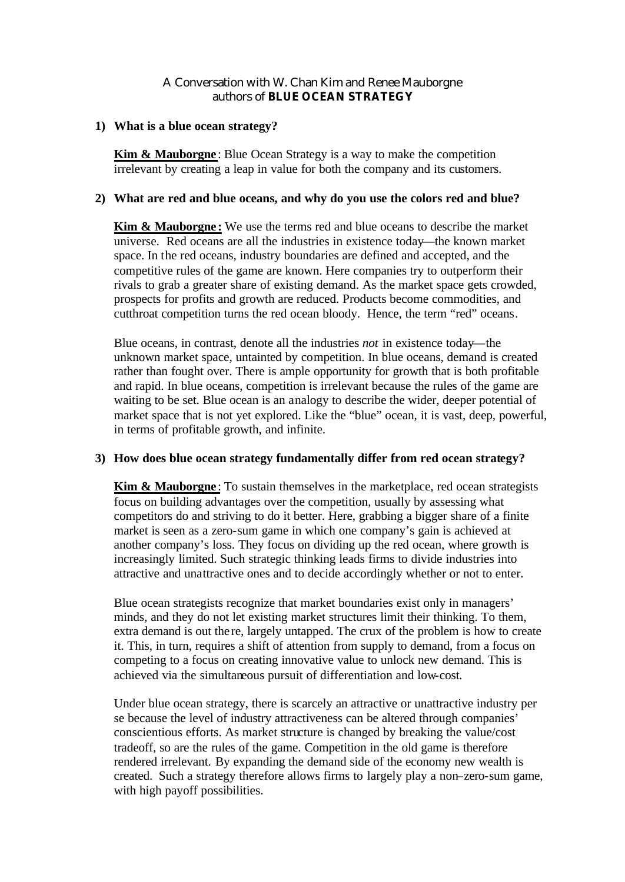A Conversation with W. Chan Kim and Renee Mauborgne
authors of **BLUE OCEAN STRATEGY**

**1) What is a blue ocean strategy?**

**Kim & Mauborgne**: Blue Ocean Strategy is a way to make the competition irrelevant by creating a leap in value for both the company and its customers.

**2) What are red and blue oceans, and why do you use the colors red and blue?**

**Kim & Mauborgne:** We use the terms red and blue oceans to describe the market universe. Red oceans are all the industries in existence today—the known market space. In the red oceans, industry boundaries are defined and accepted, and the competitive rules of the game are known. Here companies try to outperform their rivals to grab a greater share of existing demand. As the market space gets crowded, prospects for profits and growth are reduced. Products become commodities, and cutthroat competition turns the red ocean bloody. Hence, the term "red" oceans.

Blue oceans, in contrast, denote all the industries *not* in existence today—the unknown market space, untainted by competition. In blue oceans, demand is created rather than fought over. There is ample opportunity for growth that is both profitable and rapid. In blue oceans, competition is irrelevant because the rules of the game are waiting to be set. Blue ocean is an analogy to describe the wider, deeper potential of market space that is not yet explored. Like the "blue" ocean, it is vast, deep, powerful, in terms of profitable growth, and infinite.

**3) How does blue ocean strategy fundamentally differ from red ocean strategy?**

**Kim & Mauborgne**: To sustain themselves in the marketplace, red ocean strategists focus on building advantages over the competition, usually by assessing what competitors do and striving to do it better. Here, grabbing a bigger share of a finite market is seen as a zero-sum game in which one company's gain is achieved at another company's loss. They focus on dividing up the red ocean, where growth is increasingly limited. Such strategic thinking leads firms to divide industries into attractive and unattractive ones and to decide accordingly whether or not to enter.

Blue ocean strategists recognize that market boundaries exist only in managers' minds, and they do not let existing market structures limit their thinking. To them, extra demand is out there, largely untapped. The crux of the problem is how to create it. This, in turn, requires a shift of attention from supply to demand, from a focus on competing to a focus on creating innovative value to unlock new demand. This is achieved via the simultaneous pursuit of differentiation and low-cost.

Under blue ocean strategy, there is scarcely an attractive or unattractive industry per se because the level of industry attractiveness can be altered through companies' conscientious efforts. As market structure is changed by breaking the value/cost tradeoff, so are the rules of the game. Competition in the old game is therefore rendered irrelevant. By expanding the demand side of the economy new wealth is created. Such a strategy therefore allows firms to largely play a non–zero-sum game, with high payoff possibilities.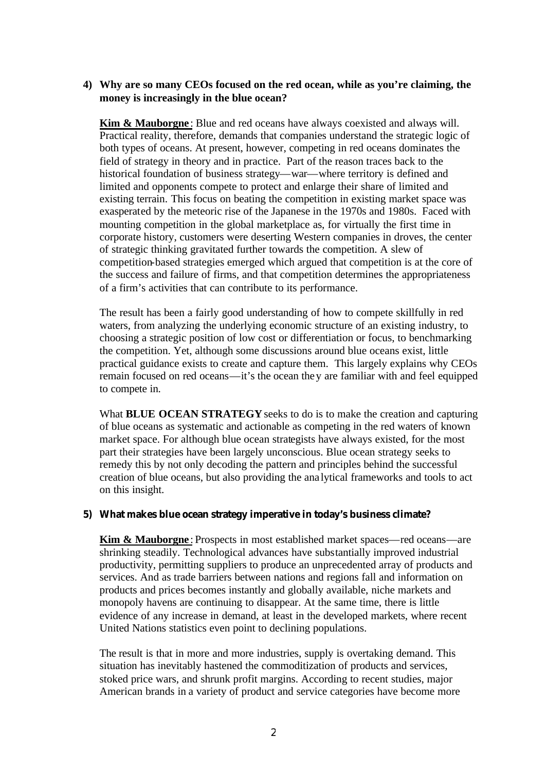**4) Why are so many CEOs focused on the red ocean, while as you're claiming, the money is increasingly in the blue ocean?**

**Kim & Mauborgne**: Blue and red oceans have always coexisted and always will. Practical reality, therefore, demands that companies understand the strategic logic of both types of oceans. At present, however, competing in red oceans dominates the field of strategy in theory and in practice. Part of the reason traces back to the historical foundation of business strategy—war—where territory is defined and limited and opponents compete to protect and enlarge their share of limited and existing terrain. This focus on beating the competition in existing market space was exasperated by the meteoric rise of the Japanese in the 1970s and 1980s. Faced with mounting competition in the global marketplace as, for virtually the first time in corporate history, customers were deserting Western companies in droves, the center of strategic thinking gravitated further towards the competition. A slew of competition-based strategies emerged which argued that competition is at the core of the success and failure of firms, and that competition determines the appropriateness of a firm's activities that can contribute to its performance.

The result has been a fairly good understanding of how to compete skillfully in red waters, from analyzing the underlying economic structure of an existing industry, to choosing a strategic position of low cost or differentiation or focus, to benchmarking the competition. Yet, although some discussions around blue oceans exist, little practical guidance exists to create and capture them. This largely explains why CEOs remain focused on red oceans—it's the ocean they are familiar with and feel equipped to compete in.

What **BLUE OCEAN STRATEGY** seeks to do is to make the creation and capturing of blue oceans as systematic and actionable as competing in the red waters of known market space. For although blue ocean strategists have always existed, for the most part their strategies have been largely unconscious. Blue ocean strategy seeks to remedy this by not only decoding the pattern and principles behind the successful creation of blue oceans, but also providing the analytical frameworks and tools to act on this insight.

**5) What makes blue ocean strategy imperative in today's business climate?**

**Kim & Mauborgne**: Prospects in most established market spaces—red oceans—are shrinking steadily. Technological advances have substantially improved industrial productivity, permitting suppliers to produce an unprecedented array of products and services. And as trade barriers between nations and regions fall and information on products and prices becomes instantly and globally available, niche markets and monopoly havens are continuing to disappear. At the same time, there is little evidence of any increase in demand, at least in the developed markets, where recent United Nations statistics even point to declining populations.

The result is that in more and more industries, supply is overtaking demand. This situation has inevitably hastened the commoditization of products and services, stoked price wars, and shrunk profit margins. According to recent studies, major American brands in a variety of product and service categories have become more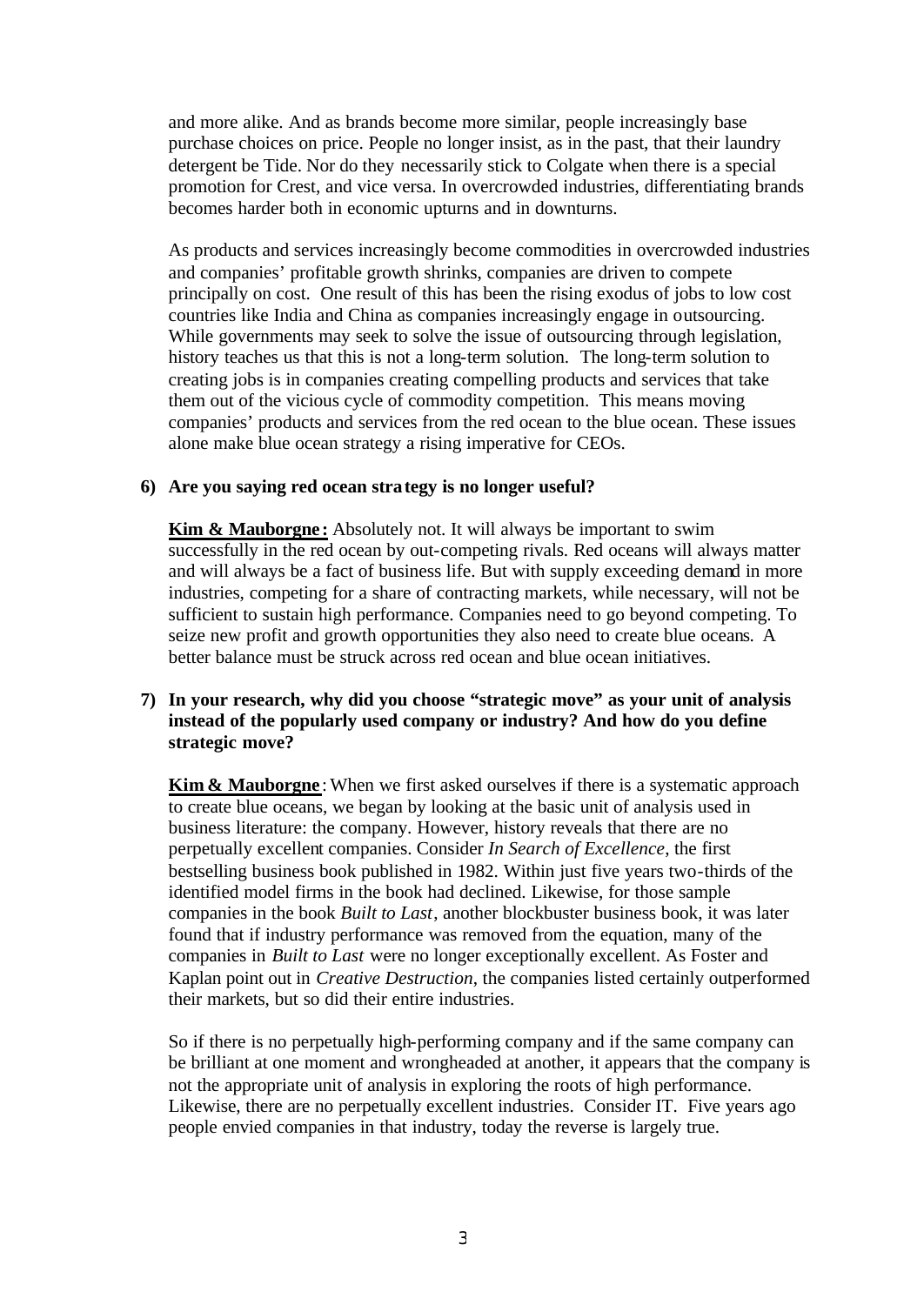and more alike. And as brands become more similar, people increasingly base purchase choices on price. People no longer insist, as in the past, that their laundry detergent be Tide. Nor do they necessarily stick to Colgate when there is a special promotion for Crest, and vice versa. In overcrowded industries, differentiating brands becomes harder both in economic upturns and in downturns.

As products and services increasingly become commodities in overcrowded industries and companies' profitable growth shrinks, companies are driven to compete principally on cost. One result of this has been the rising exodus of jobs to low cost countries like India and China as companies increasingly engage in outsourcing. While governments may seek to solve the issue of outsourcing through legislation, history teaches us that this is not a long-term solution. The long-term solution to creating jobs is in companies creating compelling products and services that take them out of the vicious cycle of commodity competition. This means moving companies' products and services from the red ocean to the blue ocean. These issues alone make blue ocean strategy a rising imperative for CEOs.

**6) Are you saying red ocean strategy is no longer useful?**

**Kim & Mauborgne:** Absolutely not. It will always be important to swim successfully in the red ocean by out-competing rivals. Red oceans will always matter and will always be a fact of business life. But with supply exceeding demand in more industries, competing for a share of contracting markets, while necessary, will not be sufficient to sustain high performance. Companies need to go beyond competing. To seize new profit and growth opportunities they also need to create blue oceans. A better balance must be struck across red ocean and blue ocean initiatives.

**7) In your research, why did you choose "strategic move" as your unit of analysis instead of the popularly used company or industry? And how do you define strategic move?**

**Kim & Mauborgne**: When we first asked ourselves if there is a systematic approach to create blue oceans, we began by looking at the basic unit of analysis used in business literature: the company. However, history reveals that there are no perpetually excellent companies. Consider *In Search of Excellence*, the first bestselling business book published in 1982. Within just five years two-thirds of the identified model firms in the book had declined. Likewise, for those sample companies in the book *Built to Last*, another blockbuster business book, it was later found that if industry performance was removed from the equation, many of the companies in *Built to Last* were no longer exceptionally excellent. As Foster and Kaplan point out in *Creative Destruction*, the companies listed certainly outperformed their markets, but so did their entire industries.

So if there is no perpetually high-performing company and if the same company can be brilliant at one moment and wrongheaded at another, it appears that the company is not the appropriate unit of analysis in exploring the roots of high performance. Likewise, there are no perpetually excellent industries. Consider IT. Five years ago people envied companies in that industry, today the reverse is largely true.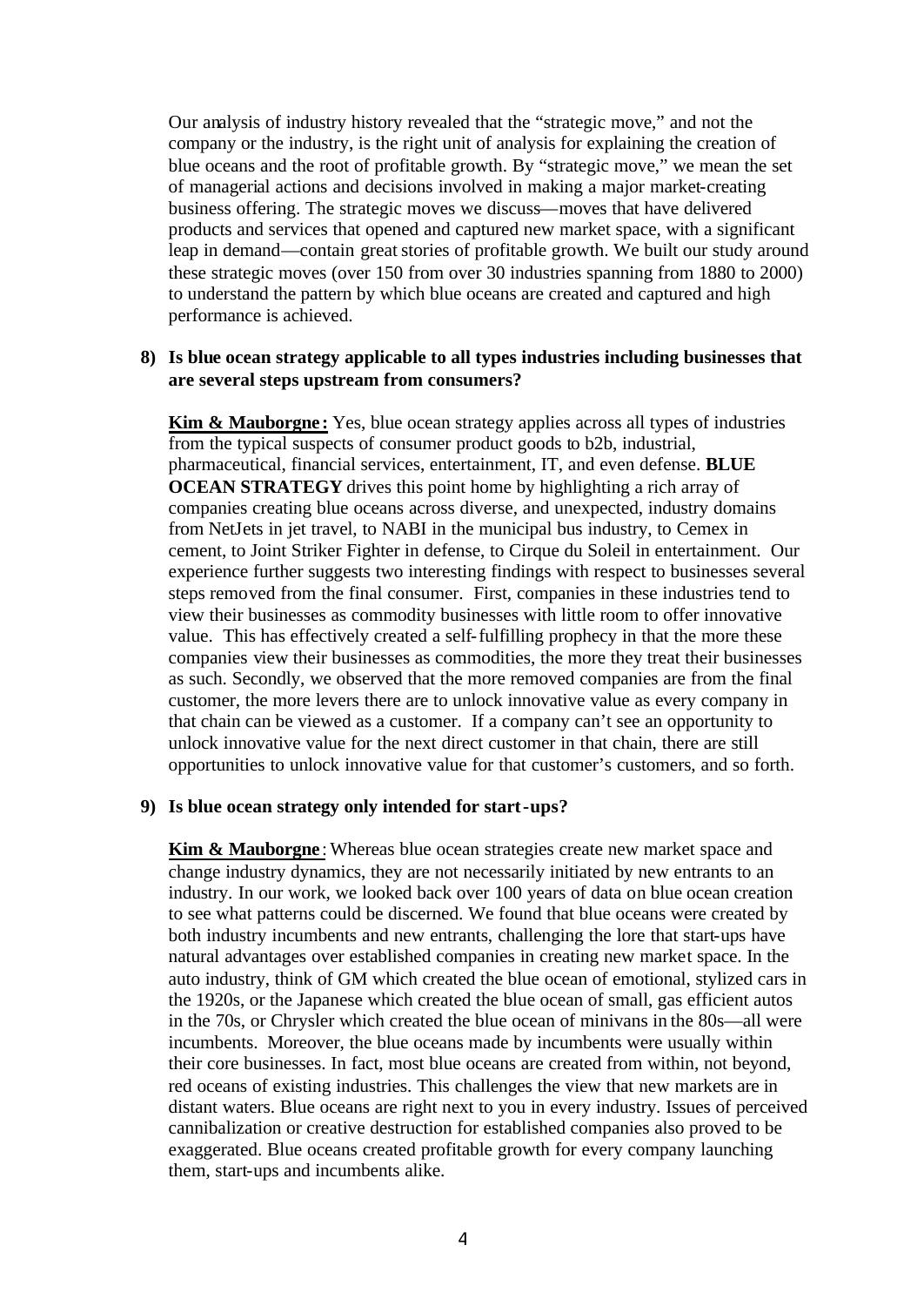Our analysis of industry history revealed that the "strategic move," and not the company or the industry, is the right unit of analysis for explaining the creation of blue oceans and the root of profitable growth. By "strategic move," we mean the set of managerial actions and decisions involved in making a major market-creating business offering. The strategic moves we discuss—moves that have delivered products and services that opened and captured new market space, with a significant leap in demand—contain great stories of profitable growth. We built our study around these strategic moves (over 150 from over 30 industries spanning from 1880 to 2000) to understand the pattern by which blue oceans are created and captured and high performance is achieved.

**8) Is blue ocean strategy applicable to all types industries including businesses that are several steps upstream from consumers?**

**Kim & Mauborgne:** Yes, blue ocean strategy applies across all types of industries from the typical suspects of consumer product goods to b2b, industrial, pharmaceutical, financial services, entertainment, IT, and even defense. **BLUE OCEAN STRATEGY** drives this point home by highlighting a rich array of companies creating blue oceans across diverse, and unexpected, industry domains from NetJets in jet travel, to NABI in the municipal bus industry, to Cemex in cement, to Joint Striker Fighter in defense, to Cirque du Soleil in entertainment. Our experience further suggests two interesting findings with respect to businesses several steps removed from the final consumer. First, companies in these industries tend to view their businesses as commodity businesses with little room to offer innovative value. This has effectively created a self-fulfilling prophecy in that the more these companies view their businesses as commodities, the more they treat their businesses as such. Secondly, we observed that the more removed companies are from the final customer, the more levers there are to unlock innovative value as every company in that chain can be viewed as a customer. If a company can't see an opportunity to unlock innovative value for the next direct customer in that chain, there are still opportunities to unlock innovative value for that customer's customers, and so forth.

**9) Is blue ocean strategy only intended for start-ups?**

**Kim & Mauborgne**: Whereas blue ocean strategies create new market space and change industry dynamics, they are not necessarily initiated by new entrants to an industry. In our work, we looked back over 100 years of data on blue ocean creation to see what patterns could be discerned. We found that blue oceans were created by both industry incumbents and new entrants, challenging the lore that start-ups have natural advantages over established companies in creating new market space. In the auto industry, think of GM which created the blue ocean of emotional, stylized cars in the 1920s, or the Japanese which created the blue ocean of small, gas efficient autos in the 70s, or Chrysler which created the blue ocean of minivans in the 80s—all were incumbents. Moreover, the blue oceans made by incumbents were usually within their core businesses. In fact, most blue oceans are created from within, not beyond, red oceans of existing industries. This challenges the view that new markets are in distant waters. Blue oceans are right next to you in every industry. Issues of perceived cannibalization or creative destruction for established companies also proved to be exaggerated. Blue oceans created profitable growth for every company launching them, start-ups and incumbents alike.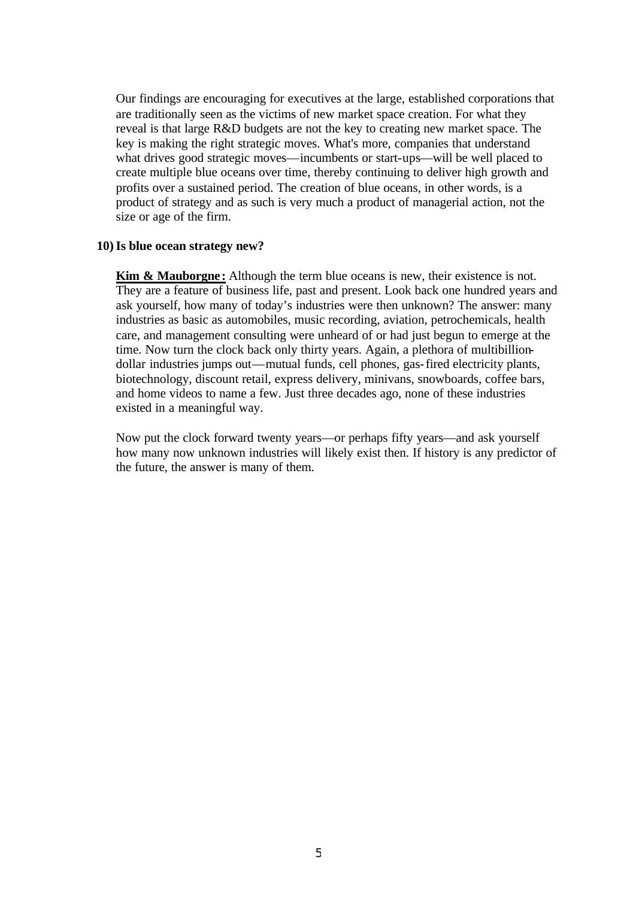Our findings are encouraging for executives at the large, established corporations that are traditionally seen as the victims of new market space creation. For what they reveal is that large R&D budgets are not the key to creating new market space. The key is making the right strategic moves. What's more, companies that understand what drives good strategic moves—incumbents or start-ups—will be well placed to create multiple blue oceans over time, thereby continuing to deliver high growth and profits over a sustained period. The creation of blue oceans, in other words, is a product of strategy and as such is very much a product of managerial action, not the size or age of the firm.

**10) Is blue ocean strategy new?**

**Kim & Mauborgne:** Although the term blue oceans is new, their existence is not. They are a feature of business life, past and present. Look back one hundred years and ask yourself, how many of today's industries were then unknown? The answer: many industries as basic as automobiles, music recording, aviation, petrochemicals, health care, and management consulting were unheard of or had just begun to emerge at the time. Now turn the clock back only thirty years. Again, a plethora of multibillion-dollar industries jumps out—mutual funds, cell phones, gas-fired electricity plants, biotechnology, discount retail, express delivery, minivans, snowboards, coffee bars, and home videos to name a few. Just three decades ago, none of these industries existed in a meaningful way.

Now put the clock forward twenty years—or perhaps fifty years—and ask yourself how many now unknown industries will likely exist then. If history is any predictor of the future, the answer is many of them.